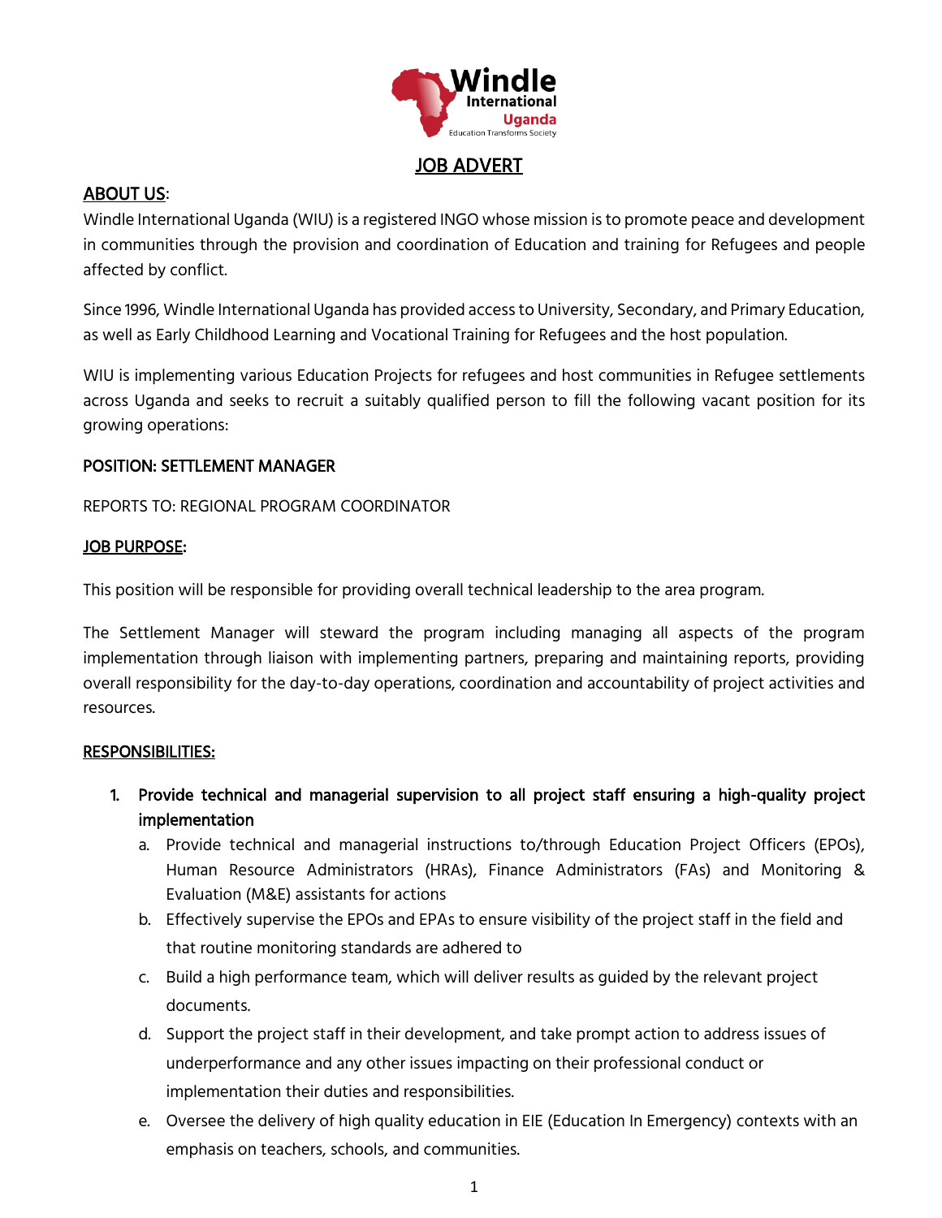# JOB ADVERT

## ABOUT US:

Windle International Uganda (WIU) is a registered INGO whose mission is to promote peace and development in communities through the provision and coordination of Education and training for Refugees and people affected by conflict.

Since 1996, Windle International Uganda has provided access to University, Secondary, and Primary Education, as well as Early Childhood Learning and Vocational Training for Refugees and the host population.

WIU is implementing various Education Projects for refugees and host communities in Refugee settlements across Uganda and seeks to recruit a suitably qualified person to fill the following vacant position for its growing operations:

**POSITION: SETTLEMENT MANAGER**

REPORTS TO: REGIONAL PROGRAM COORDINATOR

## JOB PURPOSE:

This position will be responsible for providing overall technical leadership to the area program.

The Settlement Manager will steward the program including managing all aspects of the program implementation through liaison with implementing partners, preparing and maintaining reports, providing overall responsibility for the day-to-day operations, coordination and accountability of project activities and resources.

## RESPONSIBILITIES:

1. **Provide technical and managerial supervision to all project staff ensuring a high-quality project implementation**
   a. Provide technical and managerial instructions to/through Education Project Officers (EPOs), Human Resource Administrators (HRAs), Finance Administrators (FAs) and Monitoring & Evaluation (M&E) assistants for actions
   b. Effectively supervise the EPOs and EPAs to ensure visibility of the project staff in the field and that routine monitoring standards are adhered to
   c. Build a high performance team, which will deliver results as guided by the relevant project documents.
   d. Support the project staff in their development, and take prompt action to address issues of underperformance and any other issues impacting on their professional conduct or implementation their duties and responsibilities.
   e. Oversee the delivery of high quality education in EIE (Education In Emergency) contexts with an emphasis on teachers, schools, and communities.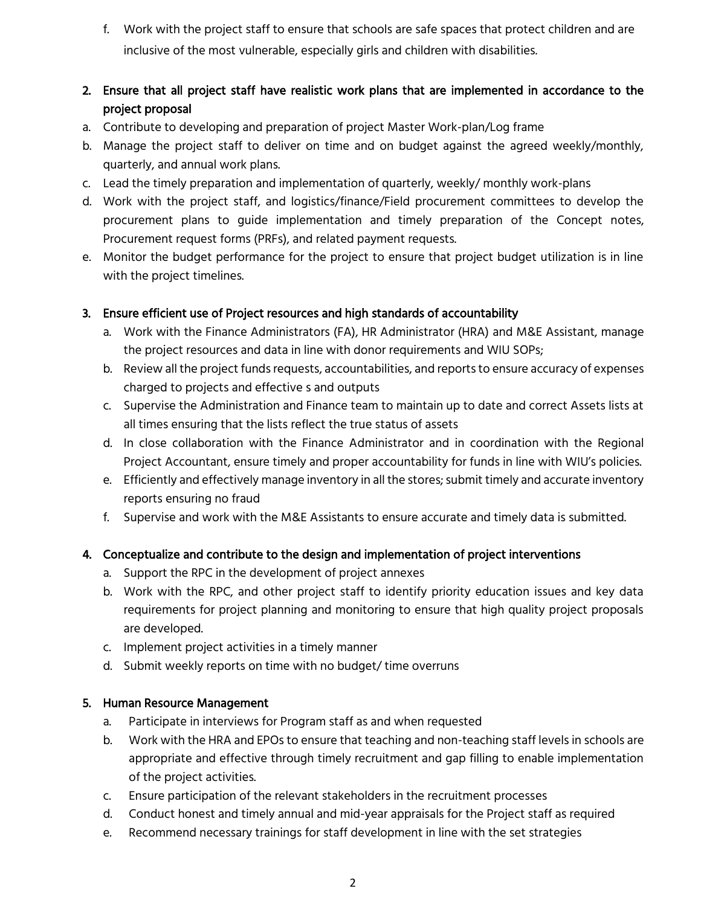f. Work with the project staff to ensure that schools are safe spaces that protect children and are inclusive of the most vulnerable, especially girls and children with disabilities.

2. Ensure that all project staff have realistic work plans that are implemented in accordance to the project proposal

a. Contribute to developing and preparation of project Master Work-plan/Log frame
b. Manage the project staff to deliver on time and on budget against the agreed weekly/monthly, quarterly, and annual work plans.
c. Lead the timely preparation and implementation of quarterly, weekly/ monthly work-plans
d. Work with the project staff, and logistics/finance/Field procurement committees to develop the procurement plans to guide implementation and timely preparation of the Concept notes, Procurement request forms (PRFs), and related payment requests.
e. Monitor the budget performance for the project to ensure that project budget utilization is in line with the project timelines.

3. Ensure efficient use of Project resources and high standards of accountability

a. Work with the Finance Administrators (FA), HR Administrator (HRA) and M&E Assistant, manage the project resources and data in line with donor requirements and WIU SOPs;
b. Review all the project funds requests, accountabilities, and reports to ensure accuracy of expenses charged to projects and effective s and outputs
c. Supervise the Administration and Finance team to maintain up to date and correct Assets lists at all times ensuring that the lists reflect the true status of assets
d. In close collaboration with the Finance Administrator and in coordination with the Regional Project Accountant, ensure timely and proper accountability for funds in line with WIU's policies.
e. Efficiently and effectively manage inventory in all the stores; submit timely and accurate inventory reports ensuring no fraud
f. Supervise and work with the M&E Assistants to ensure accurate and timely data is submitted.

4. Conceptualize and contribute to the design and implementation of project interventions

a. Support the RPC in the development of project annexes
b. Work with the RPC, and other project staff to identify priority education issues and key data requirements for project planning and monitoring to ensure that high quality project proposals are developed.
c. Implement project activities in a timely manner
d. Submit weekly reports on time with no budget/ time overruns

5. Human Resource Management

a. Participate in interviews for Program staff as and when requested
b. Work with the HRA and EPOs to ensure that teaching and non-teaching staff levels in schools are appropriate and effective through timely recruitment and gap filling to enable implementation of the project activities.
c. Ensure participation of the relevant stakeholders in the recruitment processes
d. Conduct honest and timely annual and mid-year appraisals for the Project staff as required
e. Recommend necessary trainings for staff development in line with the set strategies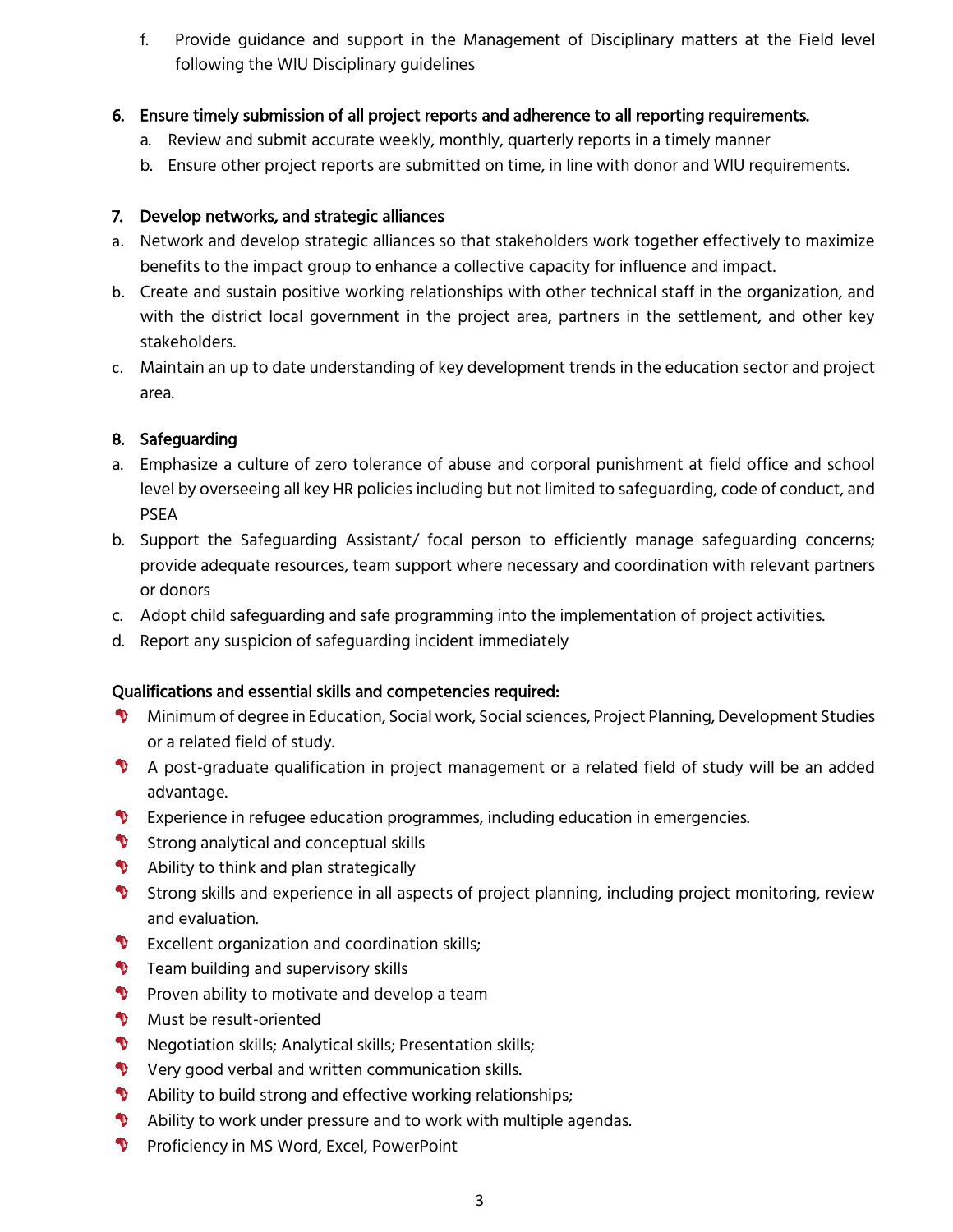f. Provide guidance and support in the Management of Disciplinary matters at the Field level following the WIU Disciplinary guidelines

**6. Ensure timely submission of all project reports and adherence to all reporting requirements.**

a. Review and submit accurate weekly, monthly, quarterly reports in a timely manner

b. Ensure other project reports are submitted on time, in line with donor and WIU requirements.

**7. Develop networks, and strategic alliances**

a. Network and develop strategic alliances so that stakeholders work together effectively to maximize benefits to the impact group to enhance a collective capacity for influence and impact.

b. Create and sustain positive working relationships with other technical staff in the organization, and with the district local government in the project area, partners in the settlement, and other key stakeholders.

c. Maintain an up to date understanding of key development trends in the education sector and project area.

**8. Safeguarding**

a. Emphasize a culture of zero tolerance of abuse and corporal punishment at field office and school level by overseeing all key HR policies including but not limited to safeguarding, code of conduct, and PSEA

b. Support the Safeguarding Assistant/ focal person to efficiently manage safeguarding concerns; provide adequate resources, team support where necessary and coordination with relevant partners or donors

c. Adopt child safeguarding and safe programming into the implementation of project activities.

d. Report any suspicion of safeguarding incident immediately

**Qualifications and essential skills and competencies required:**

- Minimum of degree in Education, Social work, Social sciences, Project Planning, Development Studies or a related field of study.
- A post-graduate qualification in project management or a related field of study will be an added advantage.
- Experience in refugee education programmes, including education in emergencies.
- Strong analytical and conceptual skills
- Ability to think and plan strategically
- Strong skills and experience in all aspects of project planning, including project monitoring, review and evaluation.
- Excellent organization and coordination skills;
- Team building and supervisory skills
- Proven ability to motivate and develop a team
- Must be result-oriented
- Negotiation skills; Analytical skills; Presentation skills;
- Very good verbal and written communication skills.
- Ability to build strong and effective working relationships;
- Ability to work under pressure and to work with multiple agendas.
- Proficiency in MS Word, Excel, PowerPoint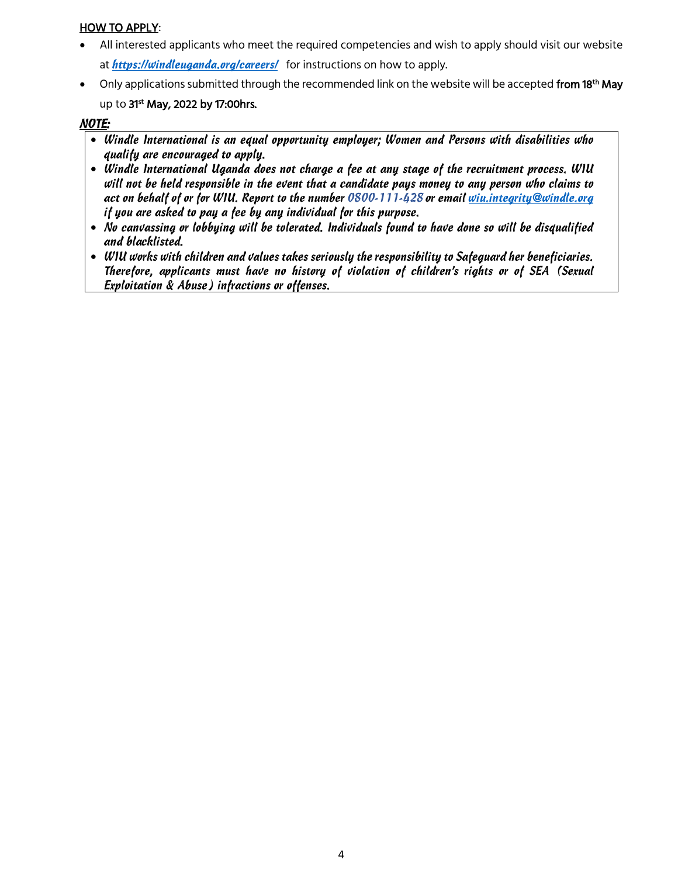<u>HOW TO APPLY</u>:

- All interested applicants who meet the required competencies and wish to apply should visit our website at ***https://windleuganda.org/careers/*** for instructions on how to apply.
- Only applications submitted through the recommended link on the website will be accepted **from 18th May** up to **31st May, 2022 by 17:00hrs.**

***<u>NOTE:</u>***

- *Windle International is an equal opportunity employer; Women and Persons with disabilities who qualify are encouraged to apply.*
- *Windle International Uganda does not charge a fee at any stage of the recruitment process. WIU will not be held responsible in the event that a candidate pays money to any person who claims to act on behalf of or for WIU. Report to the number 0800-111-428 or email wiu.integrity@windle.org if you are asked to pay a fee by any individual for this purpose.*
- *No canvassing or lobbying will be tolerated. Individuals found to have done so will be disqualified and blacklisted.*
- *WIU works with children and values takes seriously the responsibility to Safeguard her beneficiaries. Therefore, applicants must have no history of violation of children's rights or of SEA (Sexual Exploitation & Abuse) infractions or offenses.*